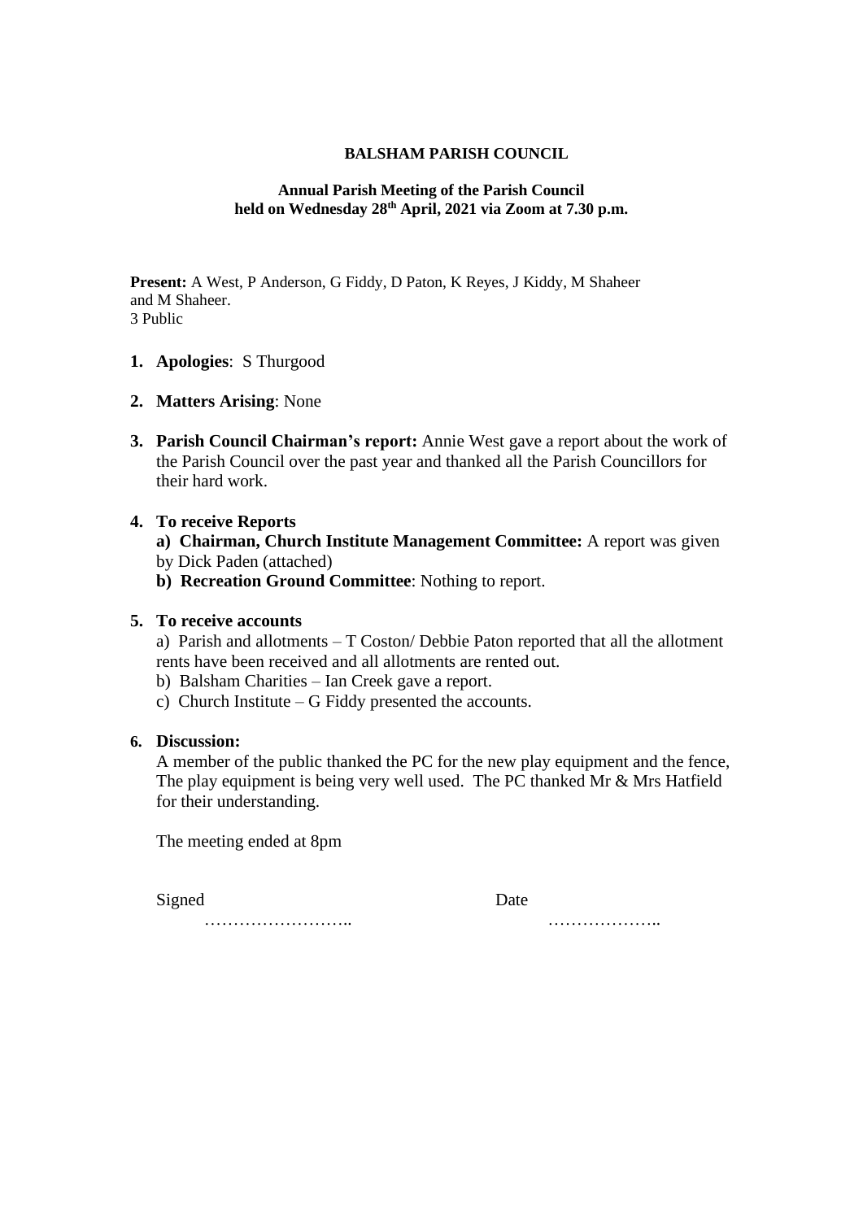**BALSHAM PARISH COUNCIL**

**Annual Parish Meeting of the Parish Council held on Wednesday 28th April, 2021 via Zoom at 7.30 p.m.**

**Present:** A West, P Anderson, G Fiddy, D Paton, K Reyes, J Kiddy, M Shaheer and M Shaheer.
3 Public

1. **Apologies**: S Thurgood
2. **Matters Arising**: None
3. **Parish Council Chairman's report:** Annie West gave a report about the work of the Parish Council over the past year and thanked all the Parish Councillors for their hard work.
4. **To receive Reports**
   **a) Chairman, Church Institute Management Committee:** A report was given by Dick Paden (attached)
   **b) Recreation Ground Committee**: Nothing to report.
5. **To receive accounts**
   a) Parish and allotments – T Coston/ Debbie Paton reported that all the allotment rents have been received and all allotments are rented out.
   b) Balsham Charities – Ian Creek gave a report.
   c) Church Institute – G Fiddy presented the accounts.
6. **Discussion:**
   A member of the public thanked the PC for the new play equipment and the fence, The play equipment is being very well used. The PC thanked Mr & Mrs Hatfield for their understanding.

   The meeting ended at 8pm

Signed …………………….. Date ………………..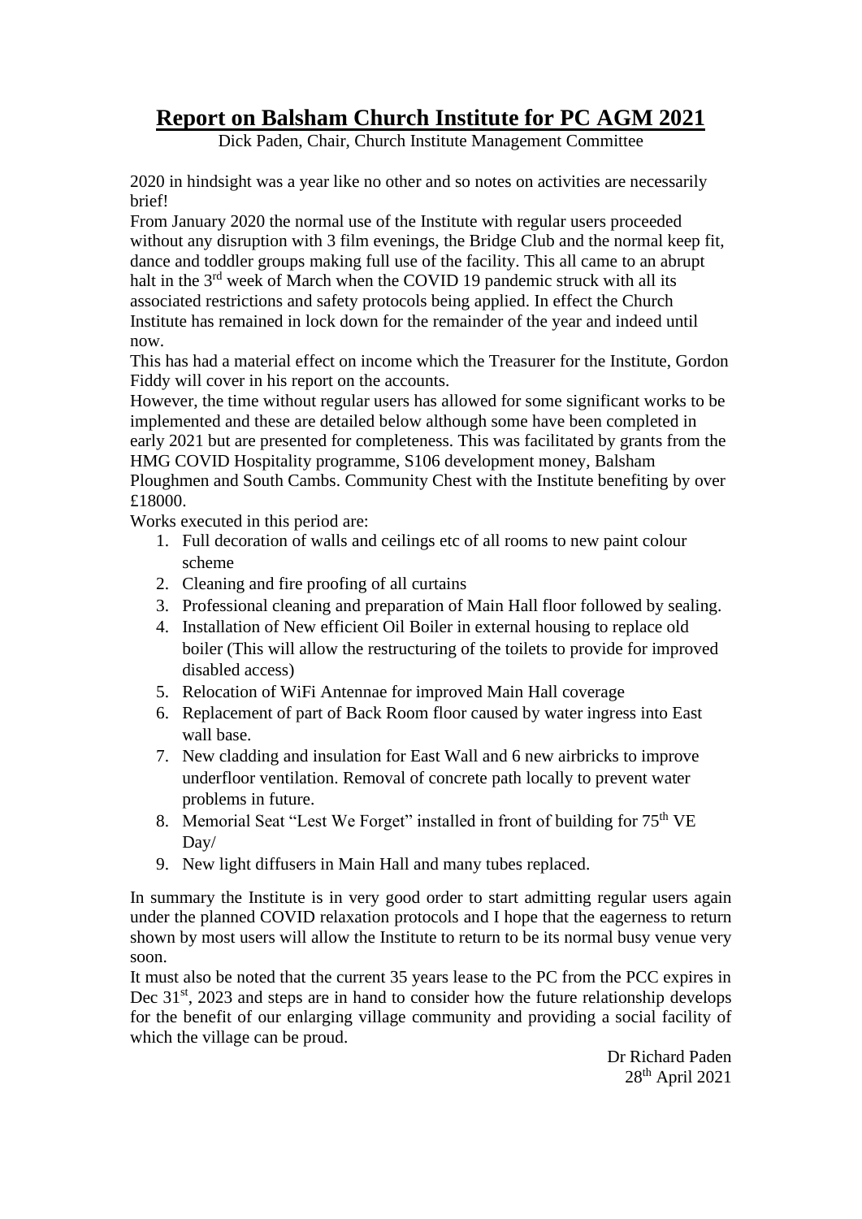# Report on Balsham Church Institute for PC AGM 2021

Dick Paden, Chair, Church Institute Management Committee

2020 in hindsight was a year like no other and so notes on activities are necessarily brief!

From January 2020 the normal use of the Institute with regular users proceeded without any disruption with 3 film evenings, the Bridge Club and the normal keep fit, dance and toddler groups making full use of the facility. This all came to an abrupt halt in the 3rd week of March when the COVID 19 pandemic struck with all its associated restrictions and safety protocols being applied. In effect the Church Institute has remained in lock down for the remainder of the year and indeed until now.

This has had a material effect on income which the Treasurer for the Institute, Gordon Fiddy will cover in his report on the accounts.

However, the time without regular users has allowed for some significant works to be implemented and these are detailed below although some have been completed in early 2021 but are presented for completeness. This was facilitated by grants from the HMG COVID Hospitality programme, S106 development money, Balsham Ploughmen and South Cambs. Community Chest with the Institute benefiting by over £18000.

Works executed in this period are:

1. Full decoration of walls and ceilings etc of all rooms to new paint colour scheme
2. Cleaning and fire proofing of all curtains
3. Professional cleaning and preparation of Main Hall floor followed by sealing.
4. Installation of New efficient Oil Boiler in external housing to replace old boiler (This will allow the restructuring of the toilets to provide for improved disabled access)
5. Relocation of WiFi Antennae for improved Main Hall coverage
6. Replacement of part of Back Room floor caused by water ingress into East wall base.
7. New cladding and insulation for East Wall and 6 new airbricks to improve underfloor ventilation. Removal of concrete path locally to prevent water problems in future.
8. Memorial Seat "Lest We Forget" installed in front of building for 75th VE Day/
9. New light diffusers in Main Hall and many tubes replaced.

In summary the Institute is in very good order to start admitting regular users again under the planned COVID relaxation protocols and I hope that the eagerness to return shown by most users will allow the Institute to return to be its normal busy venue very soon.

It must also be noted that the current 35 years lease to the PC from the PCC expires in Dec 31st, 2023 and steps are in hand to consider how the future relationship develops for the benefit of our enlarging village community and providing a social facility of which the village can be proud.

Dr Richard Paden
28th April 2021